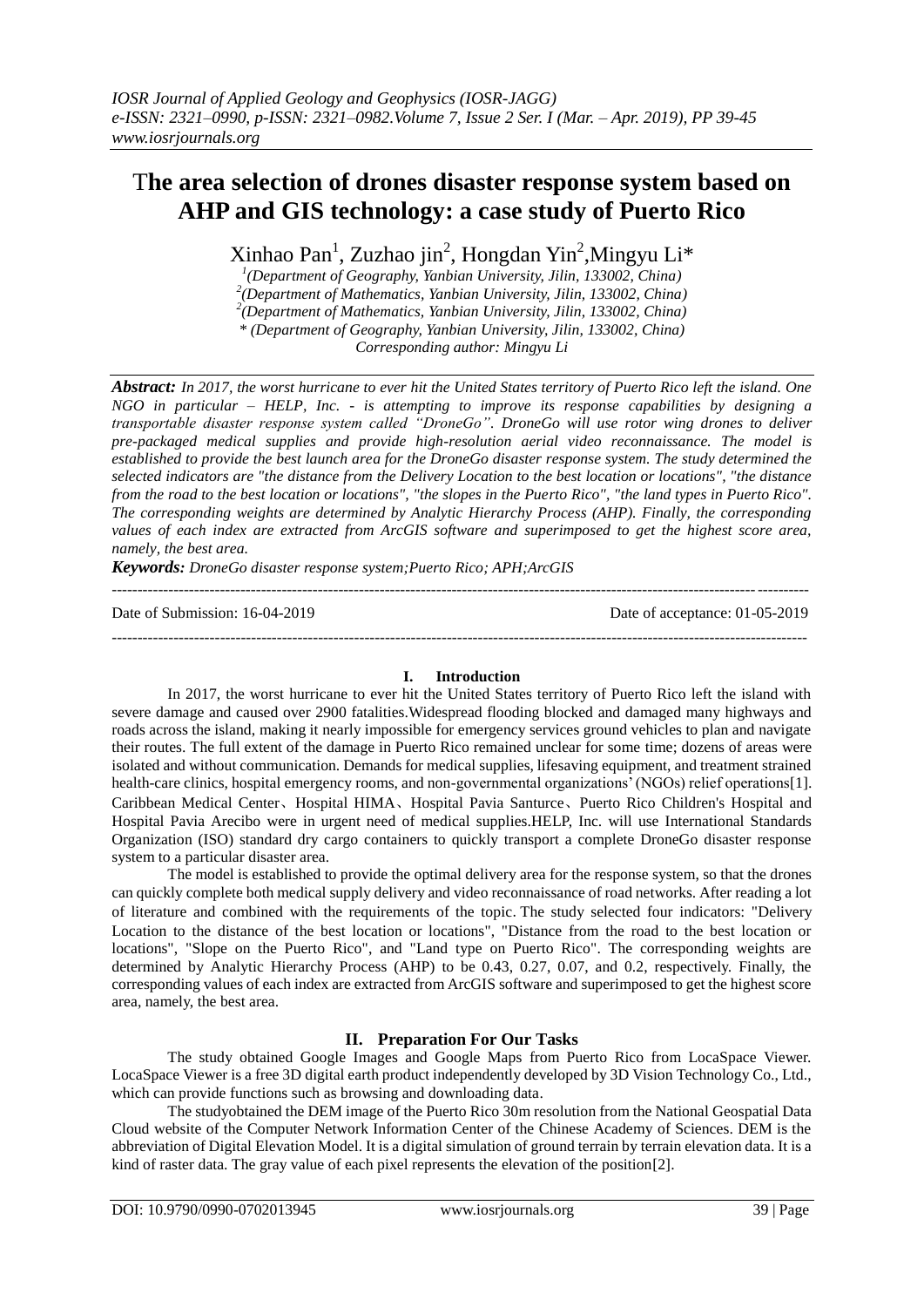# The area selection of drones disaster response system based on AHP and GIS technology: a case study of Puerto Rico

Xinhao Pan[1], Zuzhao jin[2], Hongdan Yin[2],Mingyu Li*

[1](Department of Geography, Yanbian University, Jilin, 133002, China)
[2](Department of Mathematics, Yanbian University, Jilin, 133002, China)
[2](Department of Mathematics, Yanbian University, Jilin, 133002, China)
* (Department of Geography, Yanbian University, Jilin, 133002, China)
Corresponding author: Mingyu Li

***Abstract:*** *In 2017, the worst hurricane to ever hit the United States territory of Puerto Rico left the island. One NGO in particular – HELP, Inc. - is attempting to improve its response capabilities by designing a transportable disaster response system called "DroneGo". DroneGo will use rotor wing drones to deliver pre-packaged medical supplies and provide high-resolution aerial video reconnaissance. The model is established to provide the best launch area for the DroneGo disaster response system. The study determined the selected indicators are "the distance from the Delivery Location to the best location or locations", "the distance from the road to the best location or locations", "the slopes in the Puerto Rico", "the land types in Puerto Rico". The corresponding weights are determined by Analytic Hierarchy Process (AHP). Finally, the corresponding values of each index are extracted from ArcGIS software and superimposed to get the highest score area, namely, the best area.*

***Keywords:*** *DroneGo disaster response system;Puerto Rico; APH;ArcGIS*

---

Date of Submission: 16-04-2019 Date of acceptance: 01-05-2019

---

## I. Introduction

In 2017, the worst hurricane to ever hit the United States territory of Puerto Rico left the island with severe damage and caused over 2900 fatalities.Widespread flooding blocked and damaged many highways and roads across the island, making it nearly impossible for emergency services ground vehicles to plan and navigate their routes. The full extent of the damage in Puerto Rico remained unclear for some time; dozens of areas were isolated and without communication. Demands for medical supplies, lifesaving equipment, and treatment strained health-care clinics, hospital emergency rooms, and non-governmental organizations' (NGOs) relief operations[1]. Caribbean Medical Center、Hospital HIMA、Hospital Pavia Santurce、Puerto Rico Children's Hospital and Hospital Pavia Arecibo were in urgent need of medical supplies.HELP, Inc. will use International Standards Organization (ISO) standard dry cargo containers to quickly transport a complete DroneGo disaster response system to a particular disaster area.

The model is established to provide the optimal delivery area for the response system, so that the drones can quickly complete both medical supply delivery and video reconnaissance of road networks. After reading a lot of literature and combined with the requirements of the topic. The study selected four indicators: "Delivery Location to the distance of the best location or locations", "Distance from the road to the best location or locations", "Slope on the Puerto Rico", and "Land type on Puerto Rico". The corresponding weights are determined by Analytic Hierarchy Process (AHP) to be 0.43, 0.27, 0.07, and 0.2, respectively. Finally, the corresponding values of each index are extracted from ArcGIS software and superimposed to get the highest score area, namely, the best area.

## II. Preparation For Our Tasks

The study obtained Google Images and Google Maps from Puerto Rico from LocaSpace Viewer. LocaSpace Viewer is a free 3D digital earth product independently developed by 3D Vision Technology Co., Ltd., which can provide functions such as browsing and downloading data.

The studyobtained the DEM image of the Puerto Rico 30m resolution from the National Geospatial Data Cloud website of the Computer Network Information Center of the Chinese Academy of Sciences. DEM is the abbreviation of Digital Elevation Model. It is a digital simulation of ground terrain by terrain elevation data. It is a kind of raster data. The gray value of each pixel represents the elevation of the position[2].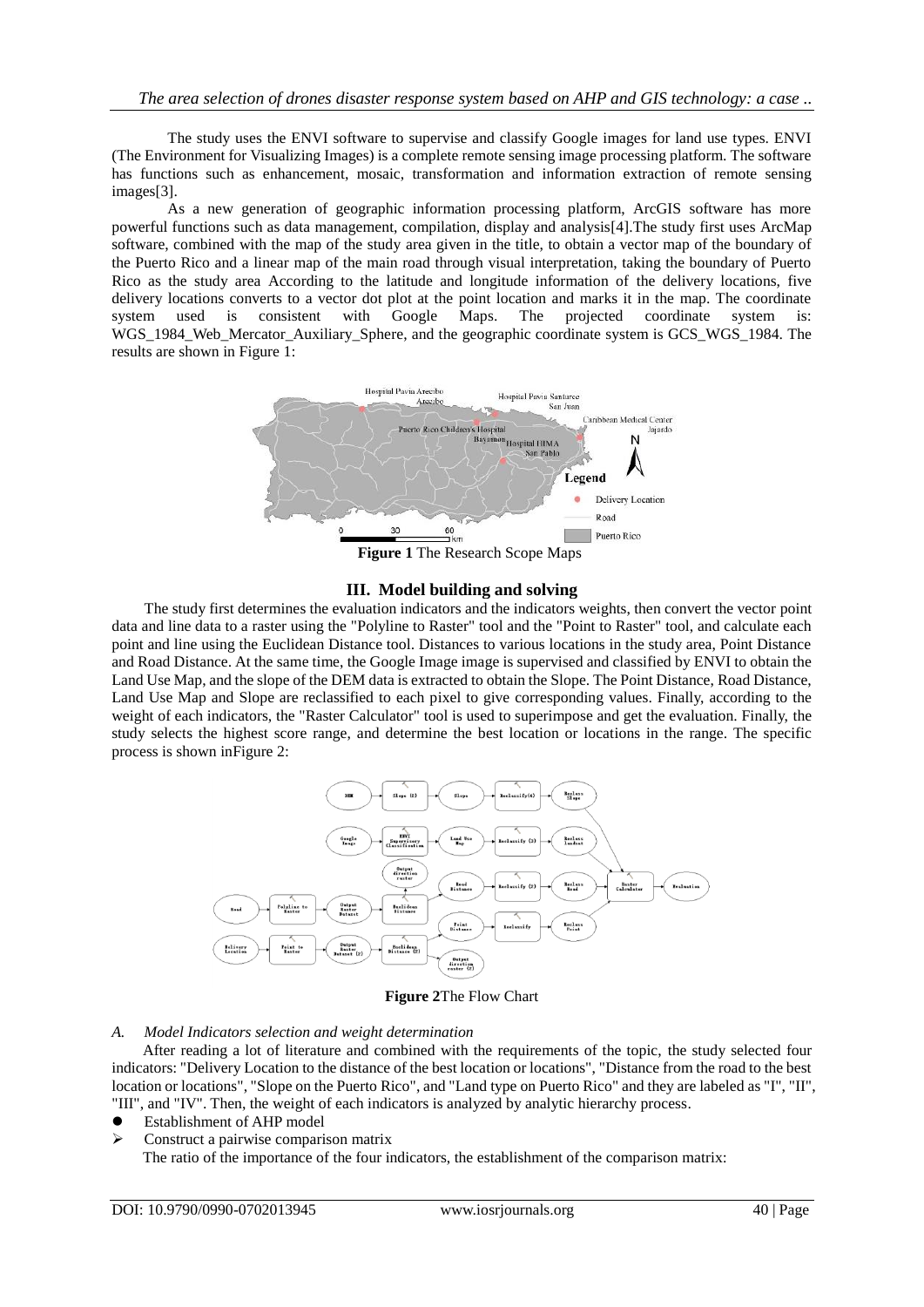The study uses the ENVI software to supervise and classify Google images for land use types. ENVI (The Environment for Visualizing Images) is a complete remote sensing image processing platform. The software has functions such as enhancement, mosaic, transformation and information extraction of remote sensing images[3].

As a new generation of geographic information processing platform, ArcGIS software has more powerful functions such as data management, compilation, display and analysis[4].The study first uses ArcMap software, combined with the map of the study area given in the title, to obtain a vector map of the boundary of the Puerto Rico and a linear map of the main road through visual interpretation, taking the boundary of Puerto Rico as the study area According to the latitude and longitude information of the delivery locations, five delivery locations converts to a vector dot plot at the point location and marks it in the map. The coordinate system used is consistent with Google Maps. The projected coordinate system is: WGS_1984_Web_Mercator_Auxiliary_Sphere, and the geographic coordinate system is GCS_WGS_1984. The results are shown in Figure 1:

**Figure 1** The Research Scope Maps

## III. Model building and solving

The study first determines the evaluation indicators and the indicators weights, then convert the vector point data and line data to a raster using the "Polyline to Raster" tool and the "Point to Raster" tool, and calculate each point and line using the Euclidean Distance tool. Distances to various locations in the study area, Point Distance and Road Distance. At the same time, the Google Image image is supervised and classified by ENVI to obtain the Land Use Map, and the slope of the DEM data is extracted to obtain the Slope. The Point Distance, Road Distance, Land Use Map and Slope are reclassified to each pixel to give corresponding values. Finally, according to the weight of each indicators, the "Raster Calculator" tool is used to superimpose and get the evaluation. Finally, the study selects the highest score range, and determine the best location or locations in the range. The specific process is shown inFigure 2:

**Figure 2**The Flow Chart

### *A. Model Indicators selection and weight determination*

After reading a lot of literature and combined with the requirements of the topic, the study selected four indicators: "Delivery Location to the distance of the best location or locations", "Distance from the road to the best location or locations", "Slope on the Puerto Rico", and "Land type on Puerto Rico" and they are labeled as "I", "II", "III", and "IV". Then, the weight of each indicators is analyzed by analytic hierarchy process.

- Establishment of AHP model
  - Construct a pairwise comparison matrix

The ratio of the importance of the four indicators, the establishment of the comparison matrix: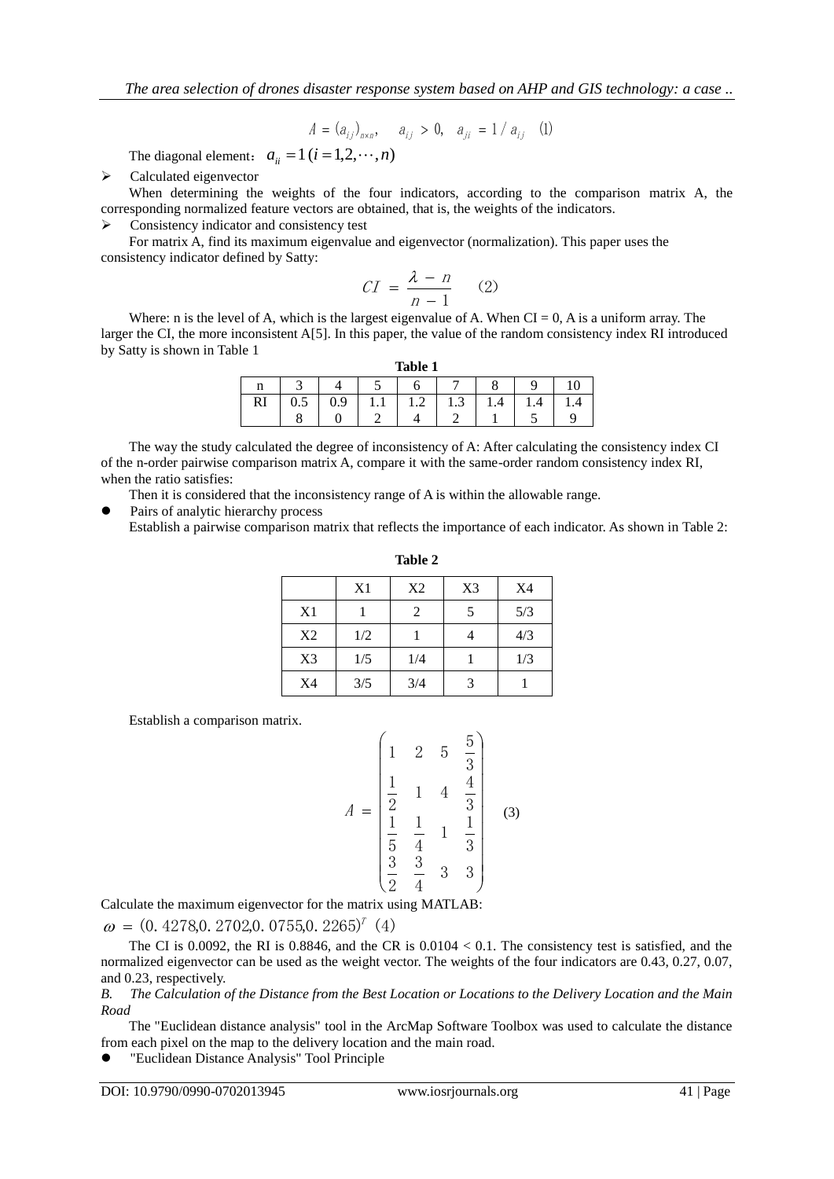$$A = (a_{ij})_{n \times n}, \quad a_{ij} > 0, \quad a_{ji} = 1/a_{ij} \quad (1)$$

The diagonal element: $a_{ii} = 1\,(i = 1,2,\cdots,n)$

- Calculated eigenvector

When determining the weights of the four indicators, according to the comparison matrix A, the corresponding normalized feature vectors are obtained, that is, the weights of the indicators.

- Consistency indicator and consistency test

For matrix A, find its maximum eigenvalue and eigenvector (normalization). This paper uses the consistency indicator defined by Satty:

$$CI = \frac{\lambda - n}{n - 1} \quad (2)$$

Where: n is the level of A, which is the largest eigenvalue of A. When CI = 0, A is a uniform array. The larger the CI, the more inconsistent A[5]. In this paper, the value of the random consistency index RI introduced by Satty is shown in Table 1

**Table 1**

| n | 3 | 4 | 5 | 6 | 7 | 8 | 9 | 10 |
|---|---|---|---|---|---|---|---|---|
| RI | 0.58 | 0.90 | 1.12 | 1.24 | 1.32 | 1.41 | 1.45 | 1.49 |

The way the study calculated the degree of inconsistency of A: After calculating the consistency index CI of the n-order pairwise comparison matrix A, compare it with the same-order random consistency index RI, when the ratio satisfies:

Then it is considered that the inconsistency range of A is within the allowable range.

- Pairs of analytic hierarchy process

Establish a pairwise comparison matrix that reflects the importance of each indicator. As shown in Table 2:

**Table 2**

| | X1 | X2 | X3 | X4 |
|---|---|---|---|---|
| X1 | 1 | 2 | 5 | 5/3 |
| X2 | 1/2 | 1 | 4 | 4/3 |
| X3 | 1/5 | 1/4 | 1 | 1/3 |
| X4 | 3/5 | 3/4 | 3 | 1 |

Establish a comparison matrix.

$$A = \begin{pmatrix} 1 & 2 & 5 & \frac{5}{3} \\ \frac{1}{2} & 1 & 4 & \frac{4}{3} \\ \frac{1}{5} & \frac{1}{4} & 1 & \frac{1}{3} \\ \frac{3}{2} & \frac{3}{4} & 3 & 3 \end{pmatrix} \quad (3)$$

Calculate the maximum eigenvector for the matrix using MATLAB:

$\omega = (0.4278, 0.2702, 0.0755, 0.2265)^T \quad (4)$

The CI is 0.0092, the RI is 0.8846, and the CR is 0.0104 < 0.1. The consistency test is satisfied, and the normalized eigenvector can be used as the weight vector. The weights of the four indicators are 0.43, 0.27, 0.07, and 0.23, respectively.

*B. The Calculation of the Distance from the Best Location or Locations to the Delivery Location and the Main Road*

The "Euclidean distance analysis" tool in the ArcMap Software Toolbox was used to calculate the distance from each pixel on the map to the delivery location and the main road.

- "Euclidean Distance Analysis" Tool Principle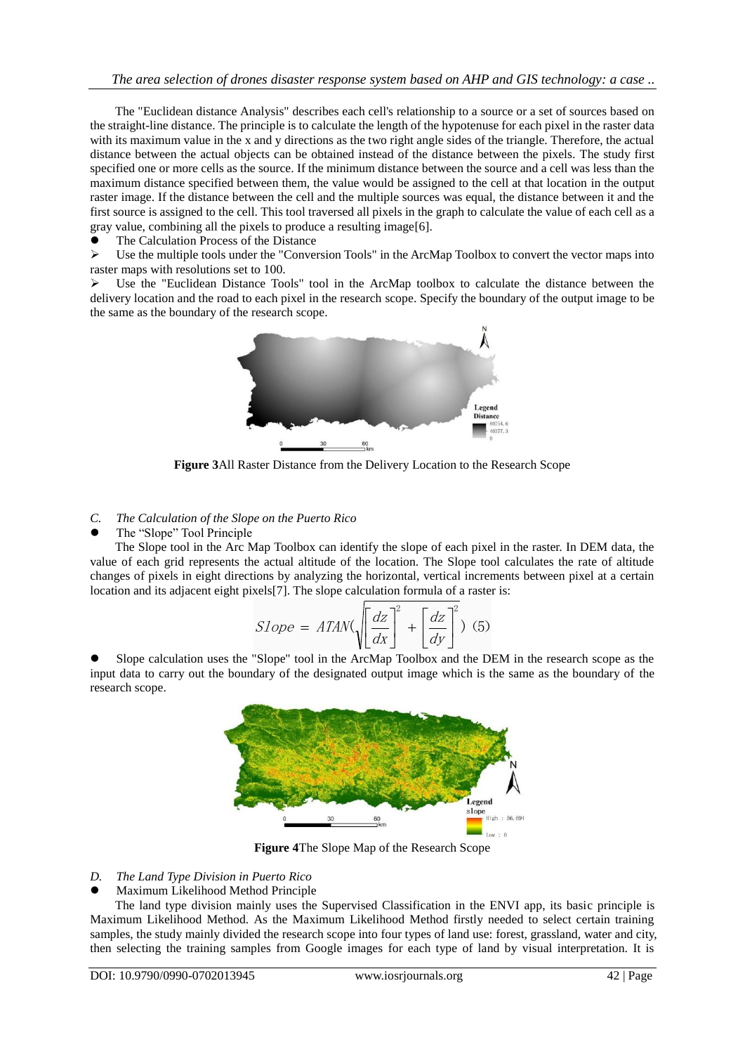The "Euclidean distance Analysis" describes each cell's relationship to a source or a set of sources based on the straight-line distance. The principle is to calculate the length of the hypotenuse for each pixel in the raster data with its maximum value in the x and y directions as the two right angle sides of the triangle. Therefore, the actual distance between the actual objects can be obtained instead of the distance between the pixels. The study first specified one or more cells as the source. If the minimum distance between the source and a cell was less than the maximum distance specified between them, the value would be assigned to the cell at that location in the output raster image. If the distance between the cell and the multiple sources was equal, the distance between it and the first source is assigned to the cell. This tool traversed all pixels in the graph to calculate the value of each cell as a gray value, combining all the pixels to produce a resulting image[6].

- The Calculation Process of the Distance

  - Use the multiple tools under the "Conversion Tools" in the ArcMap Toolbox to convert the vector maps into raster maps with resolutions set to 100.
  - Use the "Euclidean Distance Tools" tool in the ArcMap toolbox to calculate the distance between the delivery location and the road to each pixel in the research scope. Specify the boundary of the output image to be the same as the boundary of the research scope.

**Figure 3**All Raster Distance from the Delivery Location to the Research Scope

*C. The Calculation of the Slope on the Puerto Rico*

- The "Slope" Tool Principle

The Slope tool in the Arc Map Toolbox can identify the slope of each pixel in the raster. In DEM data, the value of each grid represents the actual altitude of the location. The Slope tool calculates the rate of altitude changes of pixels in eight directions by analyzing the horizontal, vertical increments between pixel at a certain location and its adjacent eight pixels[7]. The slope calculation formula of a raster is:

$$Slope = ATAN\left(\sqrt{\left[\frac{dz}{dx}\right]^2 + \left[\frac{dz}{dy}\right]^2}\right) \quad (5)$$

- Slope calculation uses the "Slope" tool in the ArcMap Toolbox and the DEM in the research scope as the input data to carry out the boundary of the designated output image which is the same as the boundary of the research scope.

**Figure 4**The Slope Map of the Research Scope

*D. The Land Type Division in Puerto Rico*

- Maximum Likelihood Method Principle

The land type division mainly uses the Supervised Classification in the ENVI app, its basic principle is Maximum Likelihood Method. As the Maximum Likelihood Method firstly needed to select certain training samples, the study mainly divided the research scope into four types of land use: forest, grassland, water and city, then selecting the training samples from Google images for each type of land by visual interpretation. It is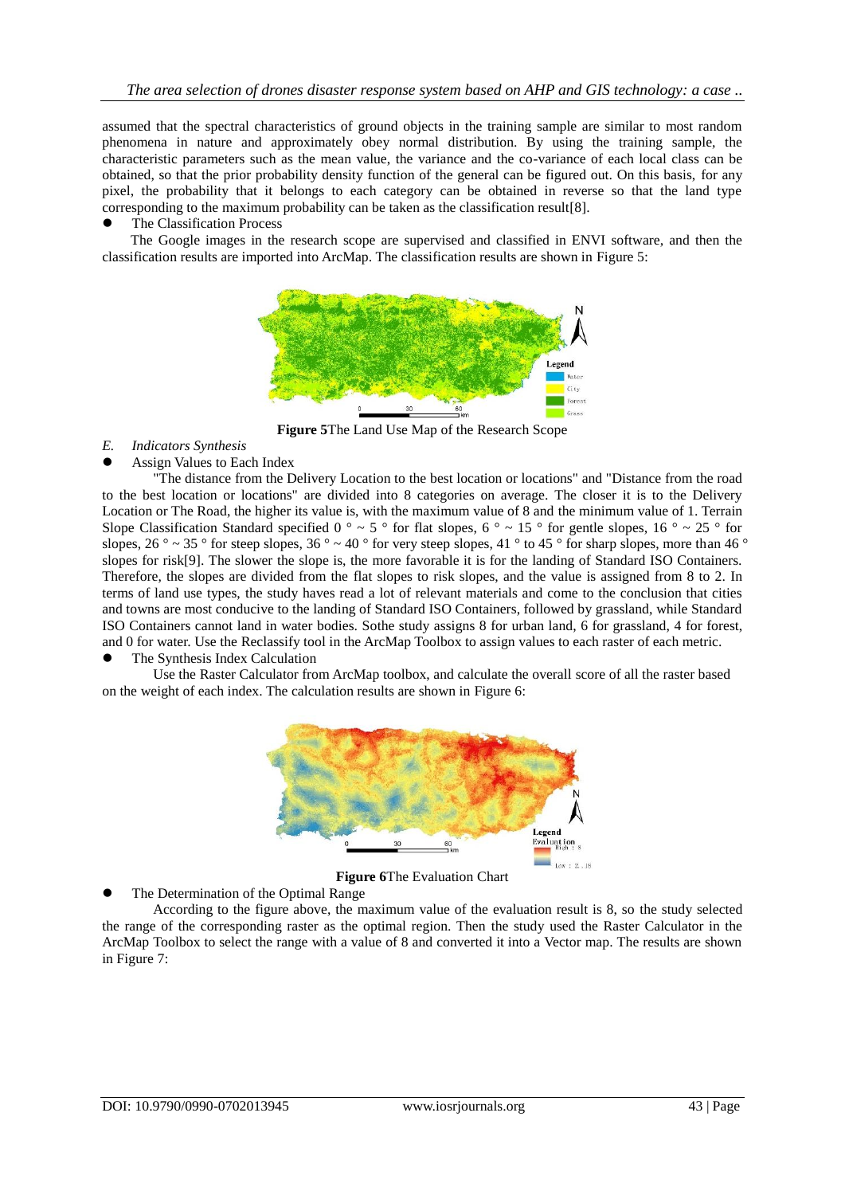assumed that the spectral characteristics of ground objects in the training sample are similar to most random phenomena in nature and approximately obey normal distribution. By using the training sample, the characteristic parameters such as the mean value, the variance and the co-variance of each local class can be obtained, so that the prior probability density function of the general can be figured out. On this basis, for any pixel, the probability that it belongs to each category can be obtained in reverse so that the land type corresponding to the maximum probability can be taken as the classification result[8].

- The Classification Process

The Google images in the research scope are supervised and classified in ENVI software, and then the classification results are imported into ArcMap. The classification results are shown in Figure 5:

**Figure 5**The Land Use Map of the Research Scope

*E. Indicators Synthesis*

- Assign Values to Each Index

"The distance from the Delivery Location to the best location or locations" and "Distance from the road to the best location or locations" are divided into 8 categories on average. The closer it is to the Delivery Location or The Road, the higher its value is, with the maximum value of 8 and the minimum value of 1. Terrain Slope Classification Standard specified 0 ° ~ 5 ° for flat slopes, 6 ° ~ 15 ° for gentle slopes, 16 ° ~ 25 ° for slopes, 26 ° ~ 35 ° for steep slopes, 36 ° ~ 40 ° for very steep slopes, 41 ° to 45 ° for sharp slopes, more than 46 ° slopes for risk[9]. The slower the slope is, the more favorable it is for the landing of Standard ISO Containers. Therefore, the slopes are divided from the flat slopes to risk slopes, and the value is assigned from 8 to 2. In terms of land use types, the study haves read a lot of relevant materials and come to the conclusion that cities and towns are most conducive to the landing of Standard ISO Containers, followed by grassland, while Standard ISO Containers cannot land in water bodies. Sothe study assigns 8 for urban land, 6 for grassland, 4 for forest, and 0 for water. Use the Reclassify tool in the ArcMap Toolbox to assign values to each raster of each metric.

- The Synthesis Index Calculation

Use the Raster Calculator from ArcMap toolbox, and calculate the overall score of all the raster based on the weight of each index. The calculation results are shown in Figure 6:

**Figure 6**The Evaluation Chart

- The Determination of the Optimal Range

According to the figure above, the maximum value of the evaluation result is 8, so the study selected the range of the corresponding raster as the optimal region. Then the study used the Raster Calculator in the ArcMap Toolbox to select the range with a value of 8 and converted it into a Vector map. The results are shown in Figure 7: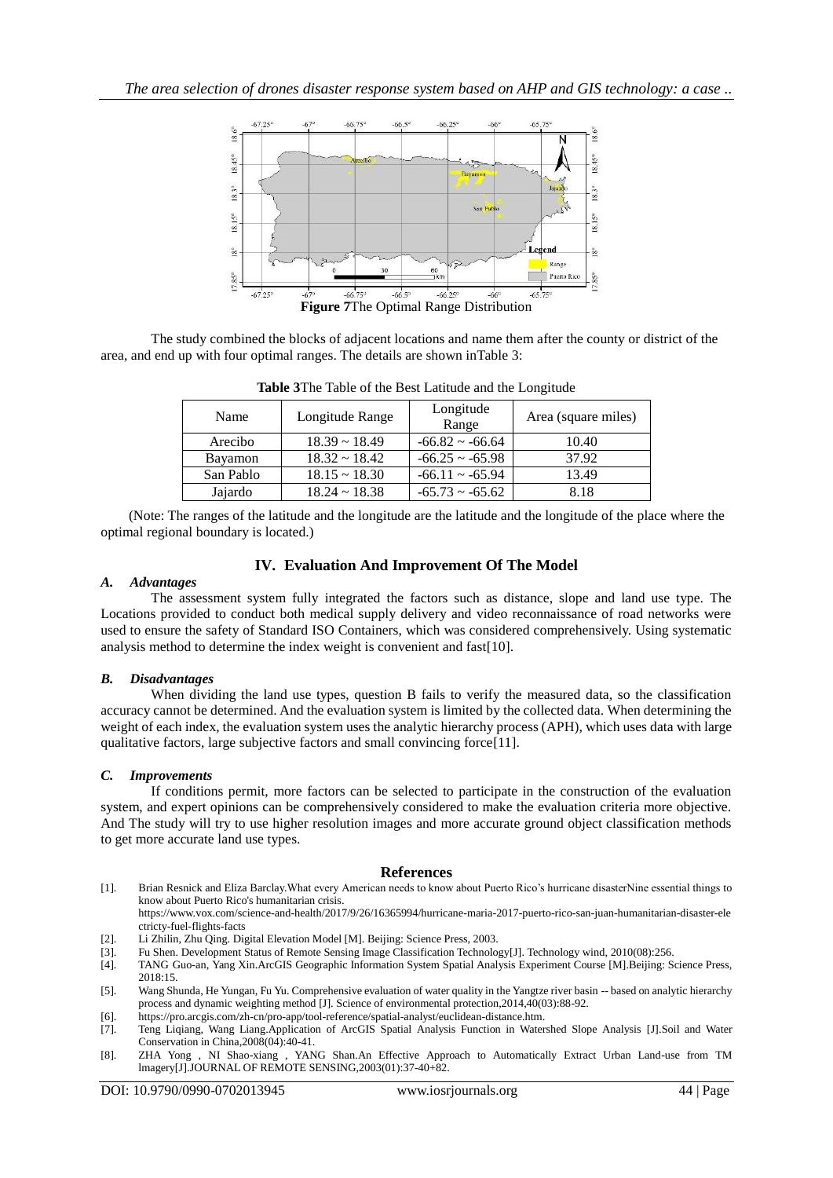**Figure 7**The Optimal Range Distribution

The study combined the blocks of adjacent locations and name them after the county or district of the area, and end up with four optimal ranges. The details are shown inTable 3:

**Table 3**The Table of the Best Latitude and the Longitude

| Name | Longitude Range | Longitude Range | Area (square miles) |
|---|---|---|---|
| Arecibo | 18.39 ~ 18.49 | -66.82 ~ -66.64 | 10.40 |
| Bayamon | 18.32 ~ 18.42 | -66.25 ~ -65.98 | 37.92 |
| San Pablo | 18.15 ~ 18.30 | -66.11 ~ -65.94 | 13.49 |
| Jajardo | 18.24 ~ 18.38 | -65.73 ~ -65.62 | 8.18 |

(Note: The ranges of the latitude and the longitude are the latitude and the longitude of the place where the optimal regional boundary is located.)

## IV. Evaluation And Improvement Of The Model

### *A. Advantages*

The assessment system fully integrated the factors such as distance, slope and land use type. The Locations provided to conduct both medical supply delivery and video reconnaissance of road networks were used to ensure the safety of Standard ISO Containers, which was considered comprehensively. Using systematic analysis method to determine the index weight is convenient and fast[10].

### *B. Disadvantages*

When dividing the land use types, question B fails to verify the measured data, so the classification accuracy cannot be determined. And the evaluation system is limited by the collected data. When determining the weight of each index, the evaluation system uses the analytic hierarchy process (APH), which uses data with large qualitative factors, large subjective factors and small convincing force[11].

### *C. Improvements*

If conditions permit, more factors can be selected to participate in the construction of the evaluation system, and expert opinions can be comprehensively considered to make the evaluation criteria more objective. And The study will try to use higher resolution images and more accurate ground object classification methods to get more accurate land use types.

## References

[1]. Brian Resnick and Eliza Barclay.What every American needs to know about Puerto Rico's hurricane disasterNine essential things to know about Puerto Rico's humanitarian crisis. https://www.vox.com/science-and-health/2017/9/26/16365994/hurricane-maria-2017-puerto-rico-san-juan-humanitarian-disaster-electricty-fuel-flights-facts

[2]. Li Zhilin, Zhu Qing. Digital Elevation Model [M]. Beijing: Science Press, 2003.

[3]. Fu Shen. Development Status of Remote Sensing Image Classification Technology[J]. Technology wind, 2010(08):256.

[4]. TANG Guo-an, Yang Xin.ArcGIS Geographic Information System Spatial Analysis Experiment Course [M].Beijing: Science Press, 2018:15.

[5]. Wang Shunda, He Yungan, Fu Yu. Comprehensive evaluation of water quality in the Yangtze river basin -- based on analytic hierarchy process and dynamic weighting method [J]. Science of environmental protection,2014,40(03):88-92.

[6]. https://pro.arcgis.com/zh-cn/pro-app/tool-reference/spatial-analyst/euclidean-distance.htm.

[7]. Teng Liqiang, Wang Liang.Application of ArcGIS Spatial Analysis Function in Watershed Slope Analysis [J].Soil and Water Conservation in China,2008(04):40-41.

[8]. ZHA Yong , NI Shao-xiang , YANG Shan.An Effective Approach to Automatically Extract Urban Land-use from TM lmagery[J].JOURNAL OF REMOTE SENSING,2003(01):37-40+82.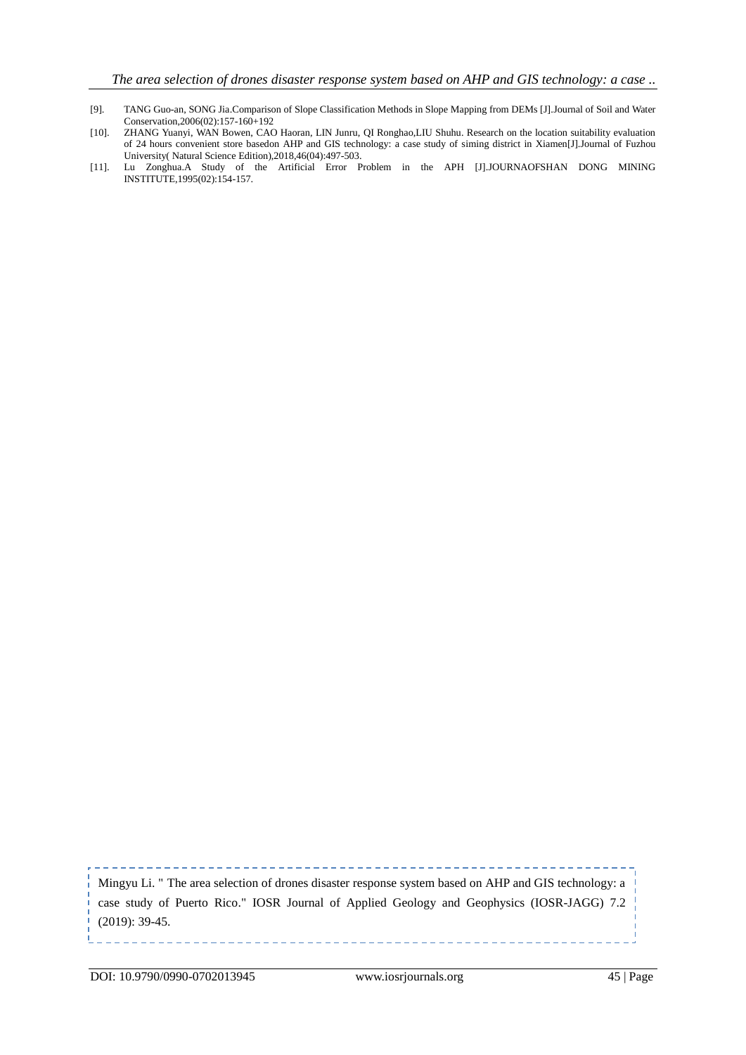[9]. TANG Guo-an, SONG Jia.Comparison of Slope Classification Methods in Slope Mapping from DEMs [J].Journal of Soil and Water Conservation,2006(02):157-160+192

[10]. ZHANG Yuanyi, WAN Bowen, CAO Haoran, LIN Junru, QI Ronghao,LIU Shuhu. Research on the location suitability evaluation of 24 hours convenient store basedon AHP and GIS technology: a case study of siming district in Xiamen[J].Journal of Fuzhou University( Natural Science Edition),2018,46(04):497-503.

[11]. Lu Zonghua.A Study of the Artificial Error Problem in the APH [J].JOURNAOFSHAN DONG MINING INSTITUTE,1995(02):154-157.

Mingyu Li. " The area selection of drones disaster response system based on AHP and GIS technology: a case study of Puerto Rico." IOSR Journal of Applied Geology and Geophysics (IOSR-JAGG) 7.2 (2019): 39-45.